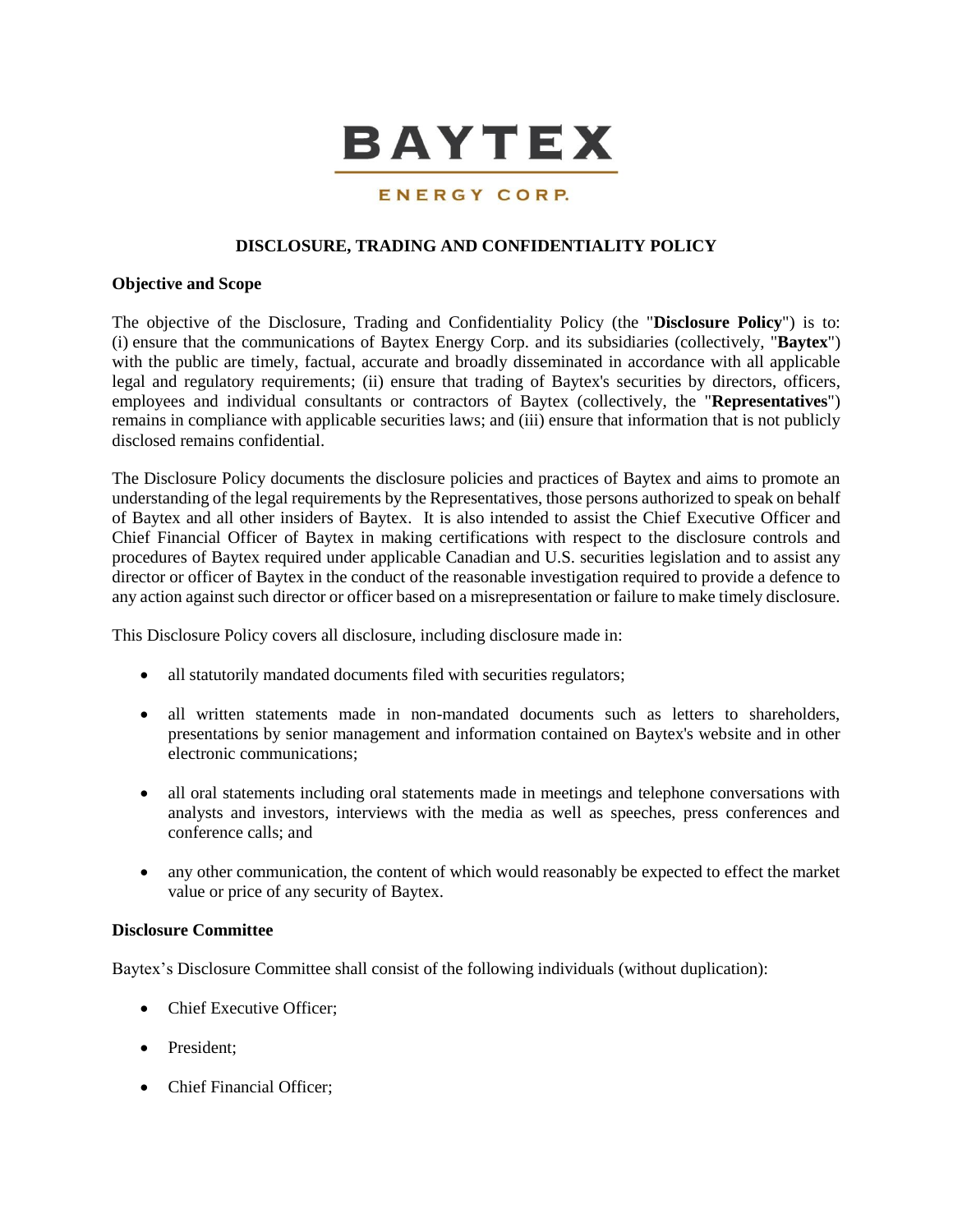# BAYTEX

ENERGY CORP.

## DISCLOSURE, TRADING AND CONFIDENTIALITY POLICY

### Objective and Scope

The objective of the Disclosure, Trading and Confidentiality Policy (the "**Disclosure Policy**") is to: (i) ensure that the communications of Baytex Energy Corp. and its subsidiaries (collectively, "**Baytex**") with the public are timely, factual, accurate and broadly disseminated in accordance with all applicable legal and regulatory requirements; (ii) ensure that trading of Baytex's securities by directors, officers, employees and individual consultants or contractors of Baytex (collectively, the "**Representatives**") remains in compliance with applicable securities laws; and (iii) ensure that information that is not publicly disclosed remains confidential.

The Disclosure Policy documents the disclosure policies and practices of Baytex and aims to promote an understanding of the legal requirements by the Representatives, those persons authorized to speak on behalf of Baytex and all other insiders of Baytex. It is also intended to assist the Chief Executive Officer and Chief Financial Officer of Baytex in making certifications with respect to the disclosure controls and procedures of Baytex required under applicable Canadian and U.S. securities legislation and to assist any director or officer of Baytex in the conduct of the reasonable investigation required to provide a defence to any action against such director or officer based on a misrepresentation or failure to make timely disclosure.

This Disclosure Policy covers all disclosure, including disclosure made in:

- all statutorily mandated documents filed with securities regulators;
- all written statements made in non-mandated documents such as letters to shareholders, presentations by senior management and information contained on Baytex's website and in other electronic communications;
- all oral statements including oral statements made in meetings and telephone conversations with analysts and investors, interviews with the media as well as speeches, press conferences and conference calls; and
- any other communication, the content of which would reasonably be expected to effect the market value or price of any security of Baytex.

### Disclosure Committee

Baytex's Disclosure Committee shall consist of the following individuals (without duplication):

- Chief Executive Officer;
- President;
- Chief Financial Officer;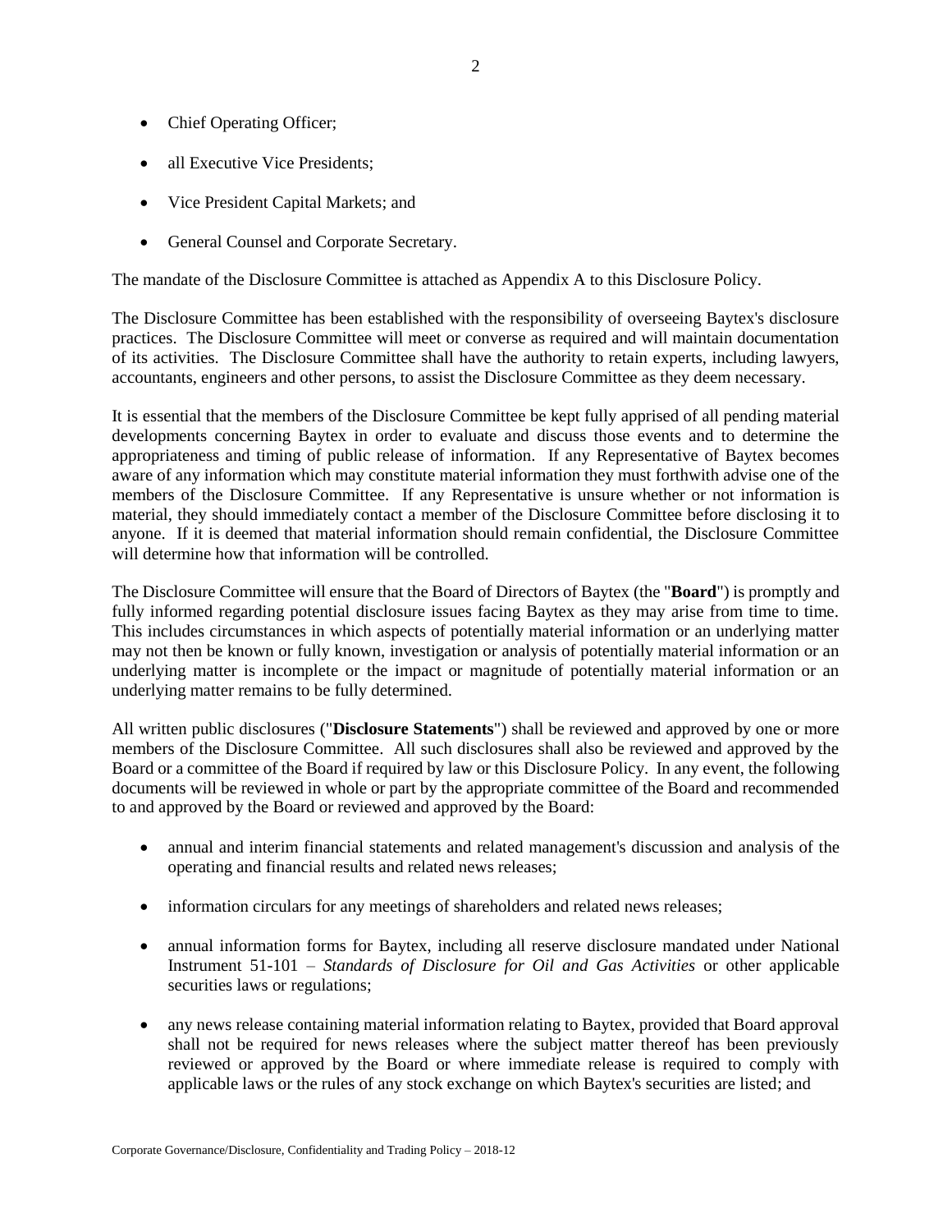- Chief Operating Officer;
- all Executive Vice Presidents;
- Vice President Capital Markets; and
- General Counsel and Corporate Secretary.

The mandate of the Disclosure Committee is attached as Appendix A to this Disclosure Policy.

The Disclosure Committee has been established with the responsibility of overseeing Baytex's disclosure practices. The Disclosure Committee will meet or converse as required and will maintain documentation of its activities. The Disclosure Committee shall have the authority to retain experts, including lawyers, accountants, engineers and other persons, to assist the Disclosure Committee as they deem necessary.

It is essential that the members of the Disclosure Committee be kept fully apprised of all pending material developments concerning Baytex in order to evaluate and discuss those events and to determine the appropriateness and timing of public release of information. If any Representative of Baytex becomes aware of any information which may constitute material information they must forthwith advise one of the members of the Disclosure Committee. If any Representative is unsure whether or not information is material, they should immediately contact a member of the Disclosure Committee before disclosing it to anyone. If it is deemed that material information should remain confidential, the Disclosure Committee will determine how that information will be controlled.

The Disclosure Committee will ensure that the Board of Directors of Baytex (the "**Board**") is promptly and fully informed regarding potential disclosure issues facing Baytex as they may arise from time to time. This includes circumstances in which aspects of potentially material information or an underlying matter may not then be known or fully known, investigation or analysis of potentially material information or an underlying matter is incomplete or the impact or magnitude of potentially material information or an underlying matter remains to be fully determined.

All written public disclosures ("**Disclosure Statements**") shall be reviewed and approved by one or more members of the Disclosure Committee. All such disclosures shall also be reviewed and approved by the Board or a committee of the Board if required by law or this Disclosure Policy. In any event, the following documents will be reviewed in whole or part by the appropriate committee of the Board and recommended to and approved by the Board or reviewed and approved by the Board:

- annual and interim financial statements and related management's discussion and analysis of the operating and financial results and related news releases;
- information circulars for any meetings of shareholders and related news releases;
- annual information forms for Baytex, including all reserve disclosure mandated under National Instrument 51-101 – *Standards of Disclosure for Oil and Gas Activities* or other applicable securities laws or regulations;
- any news release containing material information relating to Baytex, provided that Board approval shall not be required for news releases where the subject matter thereof has been previously reviewed or approved by the Board or where immediate release is required to comply with applicable laws or the rules of any stock exchange on which Baytex's securities are listed; and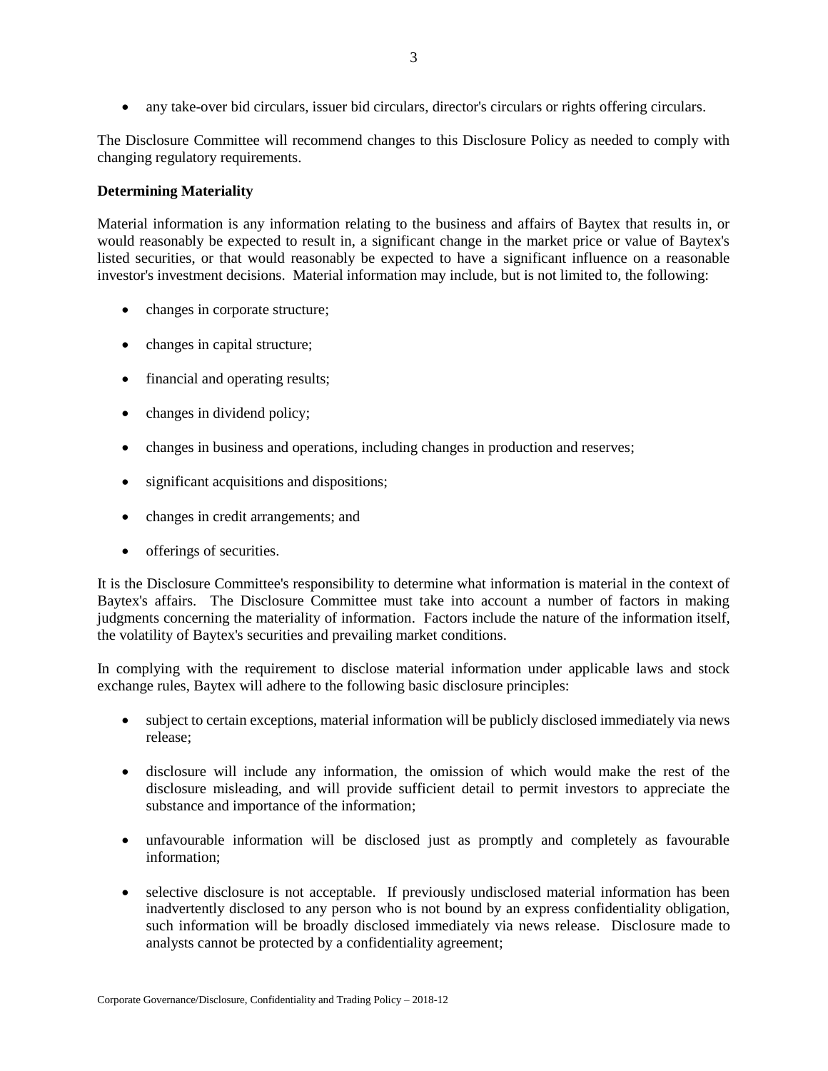- any take-over bid circulars, issuer bid circulars, director's circulars or rights offering circulars.

The Disclosure Committee will recommend changes to this Disclosure Policy as needed to comply with changing regulatory requirements.

**Determining Materiality**

Material information is any information relating to the business and affairs of Baytex that results in, or would reasonably be expected to result in, a significant change in the market price or value of Baytex's listed securities, or that would reasonably be expected to have a significant influence on a reasonable investor's investment decisions. Material information may include, but is not limited to, the following:

- changes in corporate structure;
- changes in capital structure;
- financial and operating results;
- changes in dividend policy;
- changes in business and operations, including changes in production and reserves;
- significant acquisitions and dispositions;
- changes in credit arrangements; and
- offerings of securities.

It is the Disclosure Committee's responsibility to determine what information is material in the context of Baytex's affairs. The Disclosure Committee must take into account a number of factors in making judgments concerning the materiality of information. Factors include the nature of the information itself, the volatility of Baytex's securities and prevailing market conditions.

In complying with the requirement to disclose material information under applicable laws and stock exchange rules, Baytex will adhere to the following basic disclosure principles:

- subject to certain exceptions, material information will be publicly disclosed immediately via news release;
- disclosure will include any information, the omission of which would make the rest of the disclosure misleading, and will provide sufficient detail to permit investors to appreciate the substance and importance of the information;
- unfavourable information will be disclosed just as promptly and completely as favourable information;
- selective disclosure is not acceptable. If previously undisclosed material information has been inadvertently disclosed to any person who is not bound by an express confidentiality obligation, such information will be broadly disclosed immediately via news release. Disclosure made to analysts cannot be protected by a confidentiality agreement;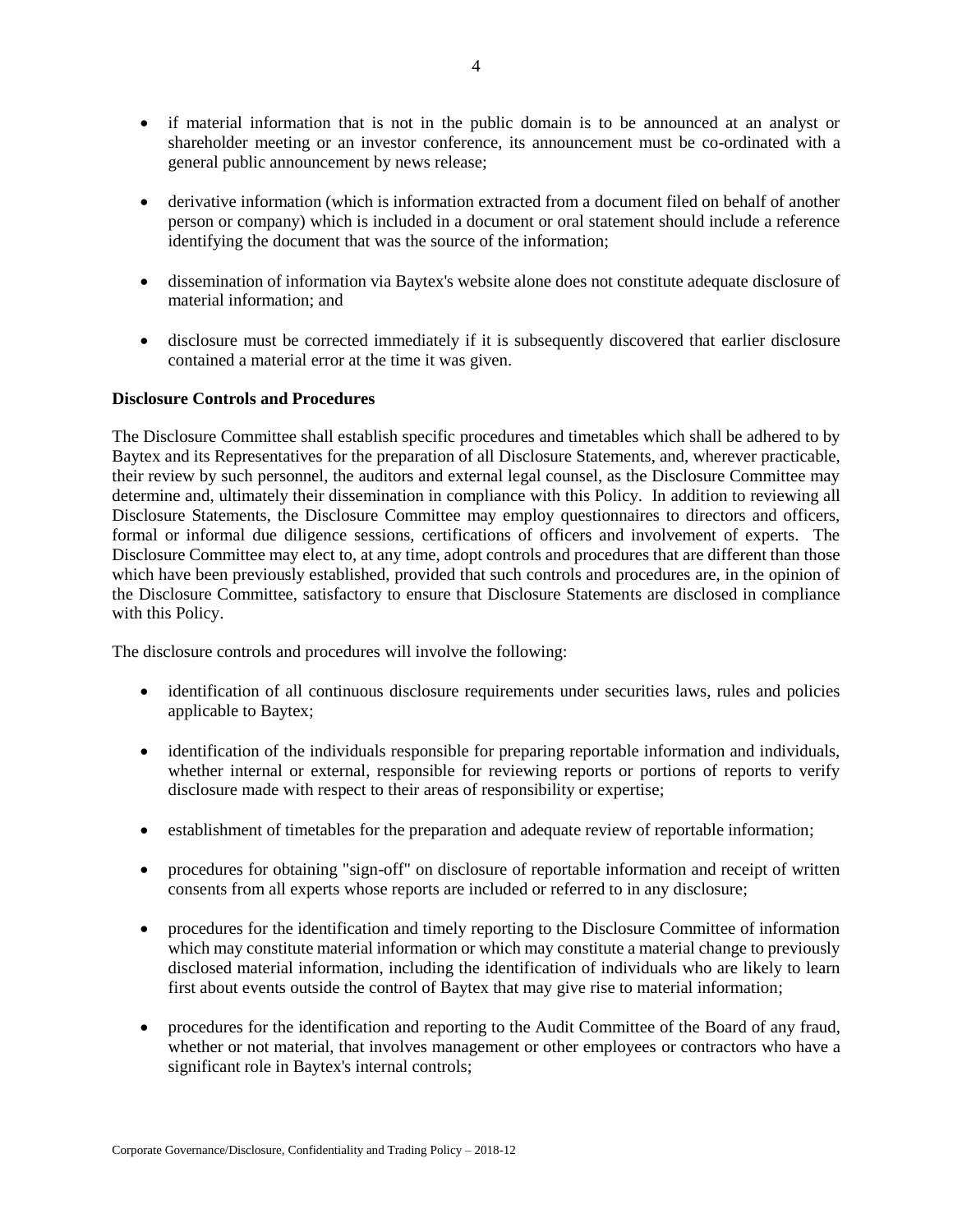- if material information that is not in the public domain is to be announced at an analyst or shareholder meeting or an investor conference, its announcement must be co-ordinated with a general public announcement by news release;

- derivative information (which is information extracted from a document filed on behalf of another person or company) which is included in a document or oral statement should include a reference identifying the document that was the source of the information;

- dissemination of information via Baytex's website alone does not constitute adequate disclosure of material information; and

- disclosure must be corrected immediately if it is subsequently discovered that earlier disclosure contained a material error at the time it was given.

**Disclosure Controls and Procedures**

The Disclosure Committee shall establish specific procedures and timetables which shall be adhered to by Baytex and its Representatives for the preparation of all Disclosure Statements, and, wherever practicable, their review by such personnel, the auditors and external legal counsel, as the Disclosure Committee may determine and, ultimately their dissemination in compliance with this Policy. In addition to reviewing all Disclosure Statements, the Disclosure Committee may employ questionnaires to directors and officers, formal or informal due diligence sessions, certifications of officers and involvement of experts. The Disclosure Committee may elect to, at any time, adopt controls and procedures that are different than those which have been previously established, provided that such controls and procedures are, in the opinion of the Disclosure Committee, satisfactory to ensure that Disclosure Statements are disclosed in compliance with this Policy.

The disclosure controls and procedures will involve the following:

- identification of all continuous disclosure requirements under securities laws, rules and policies applicable to Baytex;

- identification of the individuals responsible for preparing reportable information and individuals, whether internal or external, responsible for reviewing reports or portions of reports to verify disclosure made with respect to their areas of responsibility or expertise;

- establishment of timetables for the preparation and adequate review of reportable information;

- procedures for obtaining "sign-off" on disclosure of reportable information and receipt of written consents from all experts whose reports are included or referred to in any disclosure;

- procedures for the identification and timely reporting to the Disclosure Committee of information which may constitute material information or which may constitute a material change to previously disclosed material information, including the identification of individuals who are likely to learn first about events outside the control of Baytex that may give rise to material information;

- procedures for the identification and reporting to the Audit Committee of the Board of any fraud, whether or not material, that involves management or other employees or contractors who have a significant role in Baytex's internal controls;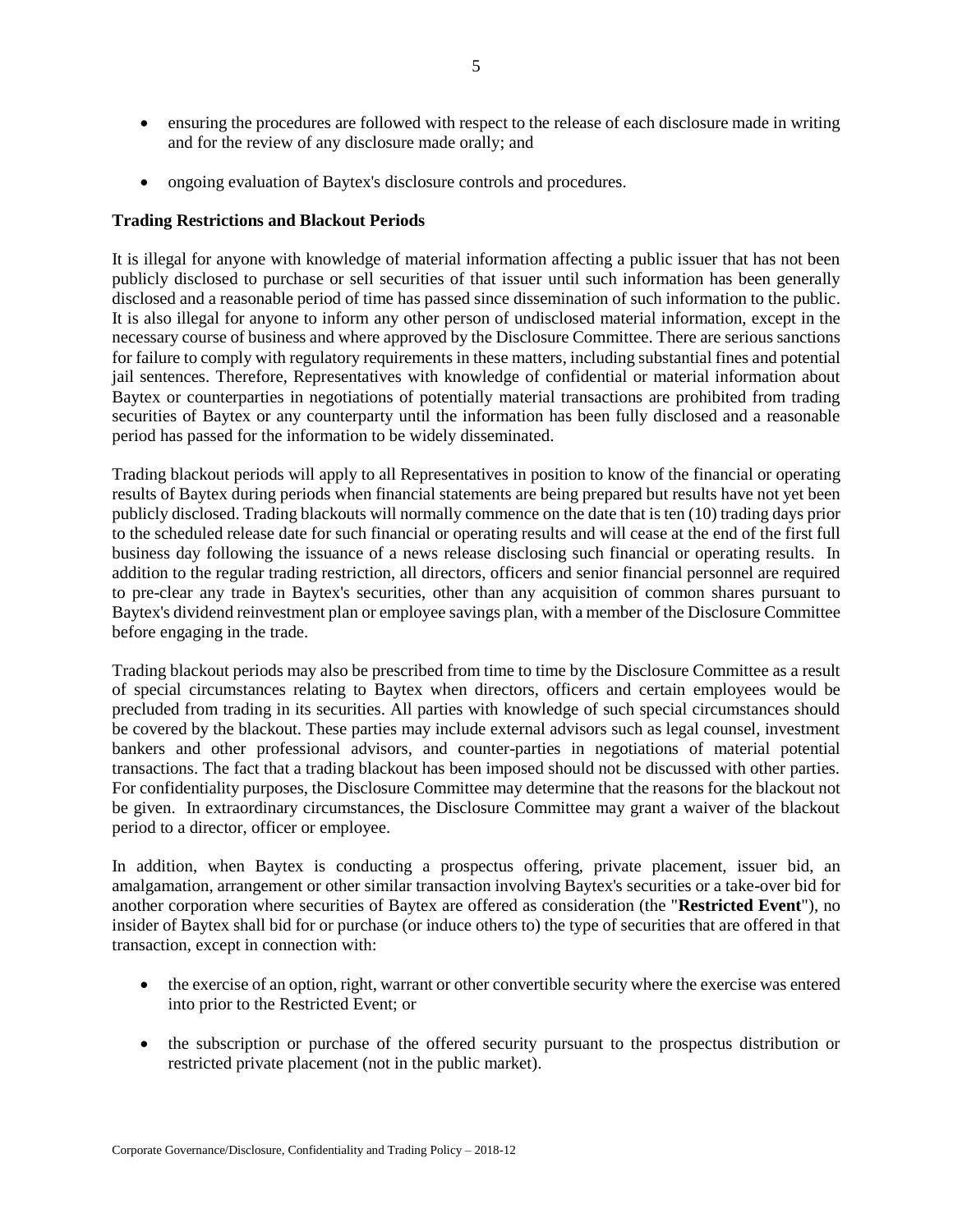- ensuring the procedures are followed with respect to the release of each disclosure made in writing and for the review of any disclosure made orally; and

- ongoing evaluation of Baytex's disclosure controls and procedures.

**Trading Restrictions and Blackout Periods**

It is illegal for anyone with knowledge of material information affecting a public issuer that has not been publicly disclosed to purchase or sell securities of that issuer until such information has been generally disclosed and a reasonable period of time has passed since dissemination of such information to the public. It is also illegal for anyone to inform any other person of undisclosed material information, except in the necessary course of business and where approved by the Disclosure Committee. There are serious sanctions for failure to comply with regulatory requirements in these matters, including substantial fines and potential jail sentences. Therefore, Representatives with knowledge of confidential or material information about Baytex or counterparties in negotiations of potentially material transactions are prohibited from trading securities of Baytex or any counterparty until the information has been fully disclosed and a reasonable period has passed for the information to be widely disseminated.

Trading blackout periods will apply to all Representatives in position to know of the financial or operating results of Baytex during periods when financial statements are being prepared but results have not yet been publicly disclosed. Trading blackouts will normally commence on the date that is ten (10) trading days prior to the scheduled release date for such financial or operating results and will cease at the end of the first full business day following the issuance of a news release disclosing such financial or operating results. In addition to the regular trading restriction, all directors, officers and senior financial personnel are required to pre-clear any trade in Baytex's securities, other than any acquisition of common shares pursuant to Baytex's dividend reinvestment plan or employee savings plan, with a member of the Disclosure Committee before engaging in the trade.

Trading blackout periods may also be prescribed from time to time by the Disclosure Committee as a result of special circumstances relating to Baytex when directors, officers and certain employees would be precluded from trading in its securities. All parties with knowledge of such special circumstances should be covered by the blackout. These parties may include external advisors such as legal counsel, investment bankers and other professional advisors, and counter-parties in negotiations of material potential transactions. The fact that a trading blackout has been imposed should not be discussed with other parties. For confidentiality purposes, the Disclosure Committee may determine that the reasons for the blackout not be given. In extraordinary circumstances, the Disclosure Committee may grant a waiver of the blackout period to a director, officer or employee.

In addition, when Baytex is conducting a prospectus offering, private placement, issuer bid, an amalgamation, arrangement or other similar transaction involving Baytex's securities or a take-over bid for another corporation where securities of Baytex are offered as consideration (the "**Restricted Event**"), no insider of Baytex shall bid for or purchase (or induce others to) the type of securities that are offered in that transaction, except in connection with:

- the exercise of an option, right, warrant or other convertible security where the exercise was entered into prior to the Restricted Event; or

- the subscription or purchase of the offered security pursuant to the prospectus distribution or restricted private placement (not in the public market).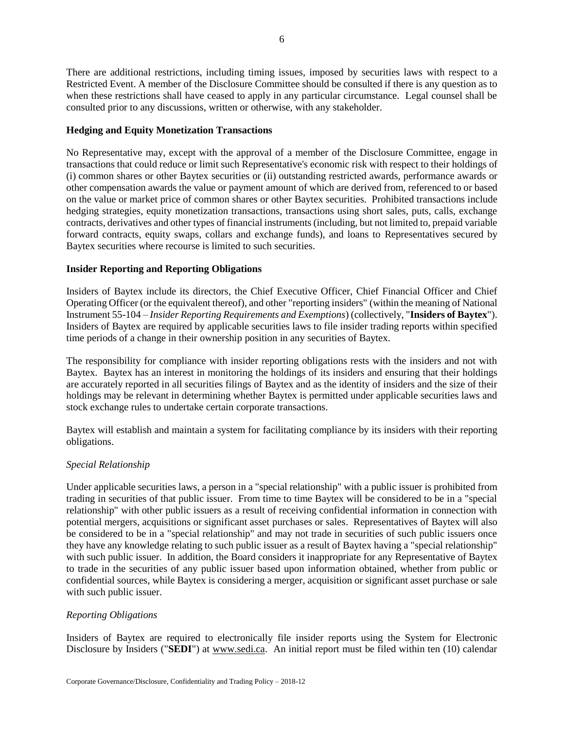There are additional restrictions, including timing issues, imposed by securities laws with respect to a Restricted Event. A member of the Disclosure Committee should be consulted if there is any question as to when these restrictions shall have ceased to apply in any particular circumstance. Legal counsel shall be consulted prior to any discussions, written or otherwise, with any stakeholder.

**Hedging and Equity Monetization Transactions**

No Representative may, except with the approval of a member of the Disclosure Committee, engage in transactions that could reduce or limit such Representative's economic risk with respect to their holdings of (i) common shares or other Baytex securities or (ii) outstanding restricted awards, performance awards or other compensation awards the value or payment amount of which are derived from, referenced to or based on the value or market price of common shares or other Baytex securities. Prohibited transactions include hedging strategies, equity monetization transactions, transactions using short sales, puts, calls, exchange contracts, derivatives and other types of financial instruments (including, but not limited to, prepaid variable forward contracts, equity swaps, collars and exchange funds), and loans to Representatives secured by Baytex securities where recourse is limited to such securities.

**Insider Reporting and Reporting Obligations**

Insiders of Baytex include its directors, the Chief Executive Officer, Chief Financial Officer and Chief Operating Officer (or the equivalent thereof), and other "reporting insiders" (within the meaning of National Instrument 55-104 – *Insider Reporting Requirements and Exemptions*) (collectively, "**Insiders of Baytex**"). Insiders of Baytex are required by applicable securities laws to file insider trading reports within specified time periods of a change in their ownership position in any securities of Baytex.

The responsibility for compliance with insider reporting obligations rests with the insiders and not with Baytex. Baytex has an interest in monitoring the holdings of its insiders and ensuring that their holdings are accurately reported in all securities filings of Baytex and as the identity of insiders and the size of their holdings may be relevant in determining whether Baytex is permitted under applicable securities laws and stock exchange rules to undertake certain corporate transactions.

Baytex will establish and maintain a system for facilitating compliance by its insiders with their reporting obligations.

*Special Relationship*

Under applicable securities laws, a person in a "special relationship" with a public issuer is prohibited from trading in securities of that public issuer. From time to time Baytex will be considered to be in a "special relationship" with other public issuers as a result of receiving confidential information in connection with potential mergers, acquisitions or significant asset purchases or sales. Representatives of Baytex will also be considered to be in a "special relationship" and may not trade in securities of such public issuers once they have any knowledge relating to such public issuer as a result of Baytex having a "special relationship" with such public issuer. In addition, the Board considers it inappropriate for any Representative of Baytex to trade in the securities of any public issuer based upon information obtained, whether from public or confidential sources, while Baytex is considering a merger, acquisition or significant asset purchase or sale with such public issuer.

*Reporting Obligations*

Insiders of Baytex are required to electronically file insider reports using the System for Electronic Disclosure by Insiders ("**SEDI**") at www.sedi.ca. An initial report must be filed within ten (10) calendar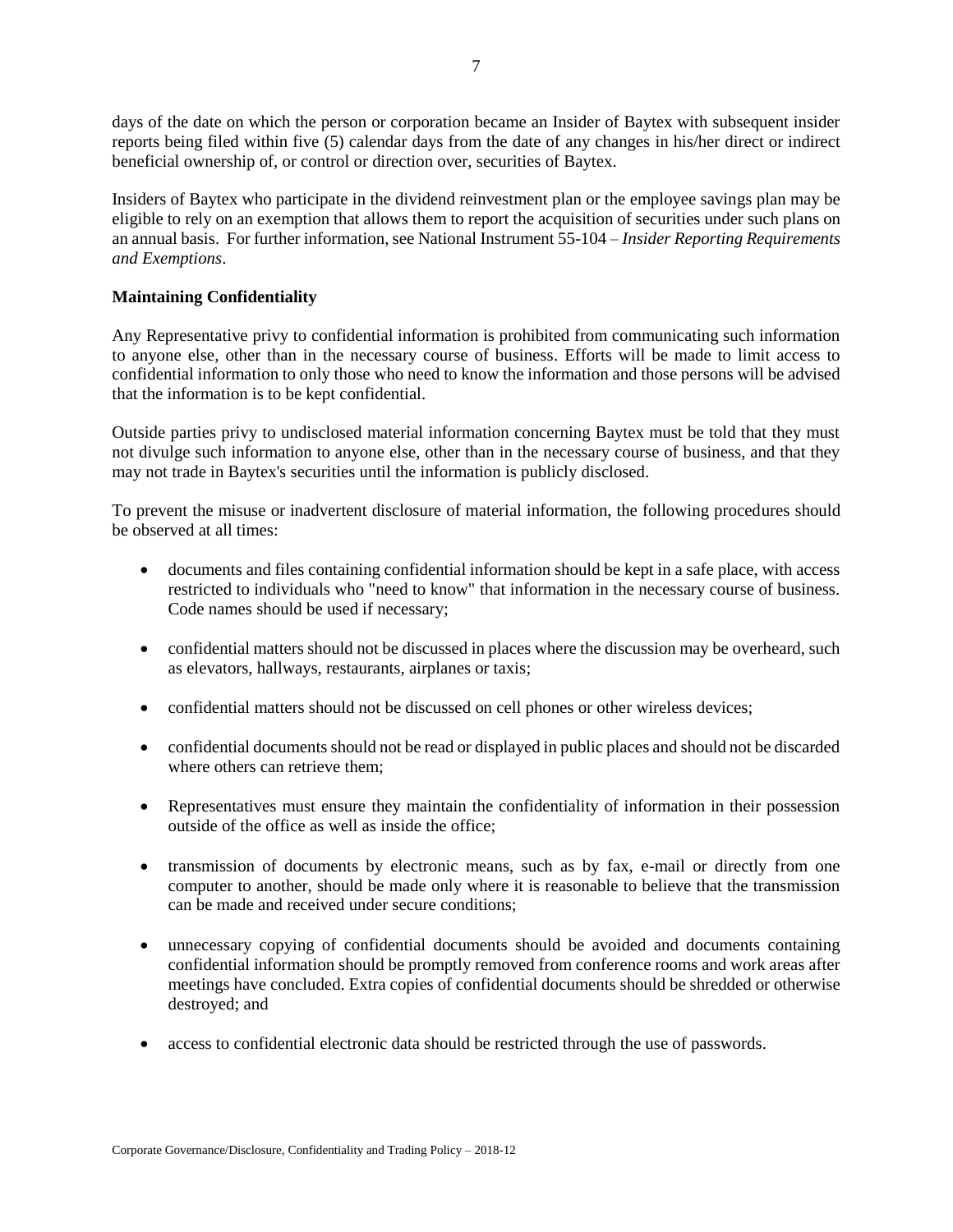days of the date on which the person or corporation became an Insider of Baytex with subsequent insider reports being filed within five (5) calendar days from the date of any changes in his/her direct or indirect beneficial ownership of, or control or direction over, securities of Baytex.

Insiders of Baytex who participate in the dividend reinvestment plan or the employee savings plan may be eligible to rely on an exemption that allows them to report the acquisition of securities under such plans on an annual basis. For further information, see National Instrument 55-104 – *Insider Reporting Requirements and Exemptions*.

**Maintaining Confidentiality**

Any Representative privy to confidential information is prohibited from communicating such information to anyone else, other than in the necessary course of business. Efforts will be made to limit access to confidential information to only those who need to know the information and those persons will be advised that the information is to be kept confidential.

Outside parties privy to undisclosed material information concerning Baytex must be told that they must not divulge such information to anyone else, other than in the necessary course of business, and that they may not trade in Baytex's securities until the information is publicly disclosed.

To prevent the misuse or inadvertent disclosure of material information, the following procedures should be observed at all times:

- documents and files containing confidential information should be kept in a safe place, with access restricted to individuals who "need to know" that information in the necessary course of business. Code names should be used if necessary;
- confidential matters should not be discussed in places where the discussion may be overheard, such as elevators, hallways, restaurants, airplanes or taxis;
- confidential matters should not be discussed on cell phones or other wireless devices;
- confidential documents should not be read or displayed in public places and should not be discarded where others can retrieve them;
- Representatives must ensure they maintain the confidentiality of information in their possession outside of the office as well as inside the office;
- transmission of documents by electronic means, such as by fax, e-mail or directly from one computer to another, should be made only where it is reasonable to believe that the transmission can be made and received under secure conditions;
- unnecessary copying of confidential documents should be avoided and documents containing confidential information should be promptly removed from conference rooms and work areas after meetings have concluded. Extra copies of confidential documents should be shredded or otherwise destroyed; and
- access to confidential electronic data should be restricted through the use of passwords.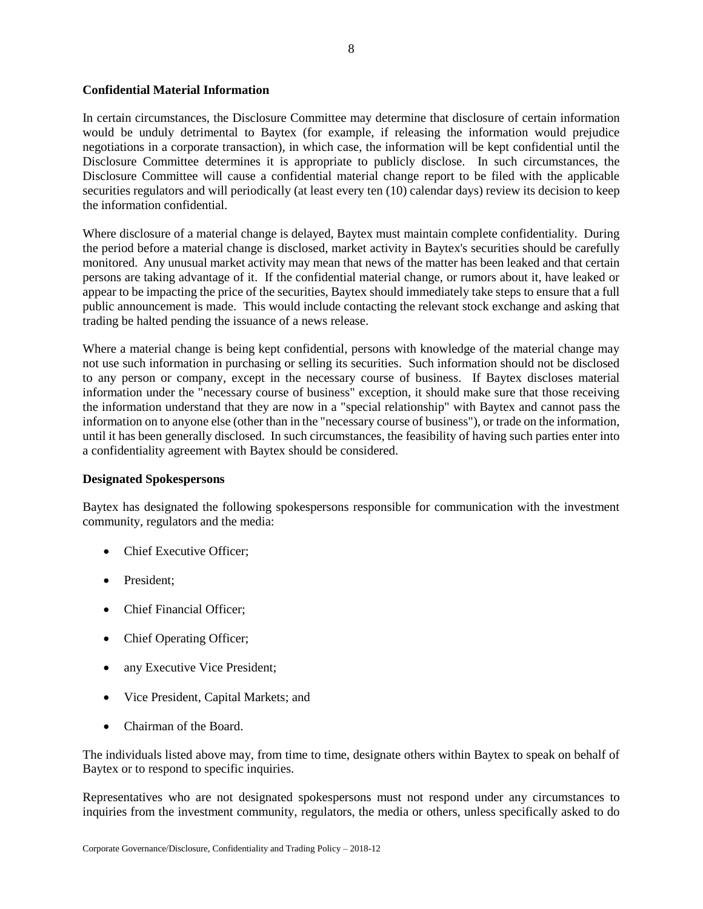**Confidential Material Information**

In certain circumstances, the Disclosure Committee may determine that disclosure of certain information would be unduly detrimental to Baytex (for example, if releasing the information would prejudice negotiations in a corporate transaction), in which case, the information will be kept confidential until the Disclosure Committee determines it is appropriate to publicly disclose. In such circumstances, the Disclosure Committee will cause a confidential material change report to be filed with the applicable securities regulators and will periodically (at least every ten (10) calendar days) review its decision to keep the information confidential.

Where disclosure of a material change is delayed, Baytex must maintain complete confidentiality. During the period before a material change is disclosed, market activity in Baytex's securities should be carefully monitored. Any unusual market activity may mean that news of the matter has been leaked and that certain persons are taking advantage of it. If the confidential material change, or rumors about it, have leaked or appear to be impacting the price of the securities, Baytex should immediately take steps to ensure that a full public announcement is made. This would include contacting the relevant stock exchange and asking that trading be halted pending the issuance of a news release.

Where a material change is being kept confidential, persons with knowledge of the material change may not use such information in purchasing or selling its securities. Such information should not be disclosed to any person or company, except in the necessary course of business. If Baytex discloses material information under the "necessary course of business" exception, it should make sure that those receiving the information understand that they are now in a "special relationship" with Baytex and cannot pass the information on to anyone else (other than in the "necessary course of business"), or trade on the information, until it has been generally disclosed. In such circumstances, the feasibility of having such parties enter into a confidentiality agreement with Baytex should be considered.

**Designated Spokespersons**

Baytex has designated the following spokespersons responsible for communication with the investment community, regulators and the media:

- Chief Executive Officer;
- President;
- Chief Financial Officer;
- Chief Operating Officer;
- any Executive Vice President;
- Vice President, Capital Markets; and
- Chairman of the Board.

The individuals listed above may, from time to time, designate others within Baytex to speak on behalf of Baytex or to respond to specific inquiries.

Representatives who are not designated spokespersons must not respond under any circumstances to inquiries from the investment community, regulators, the media or others, unless specifically asked to do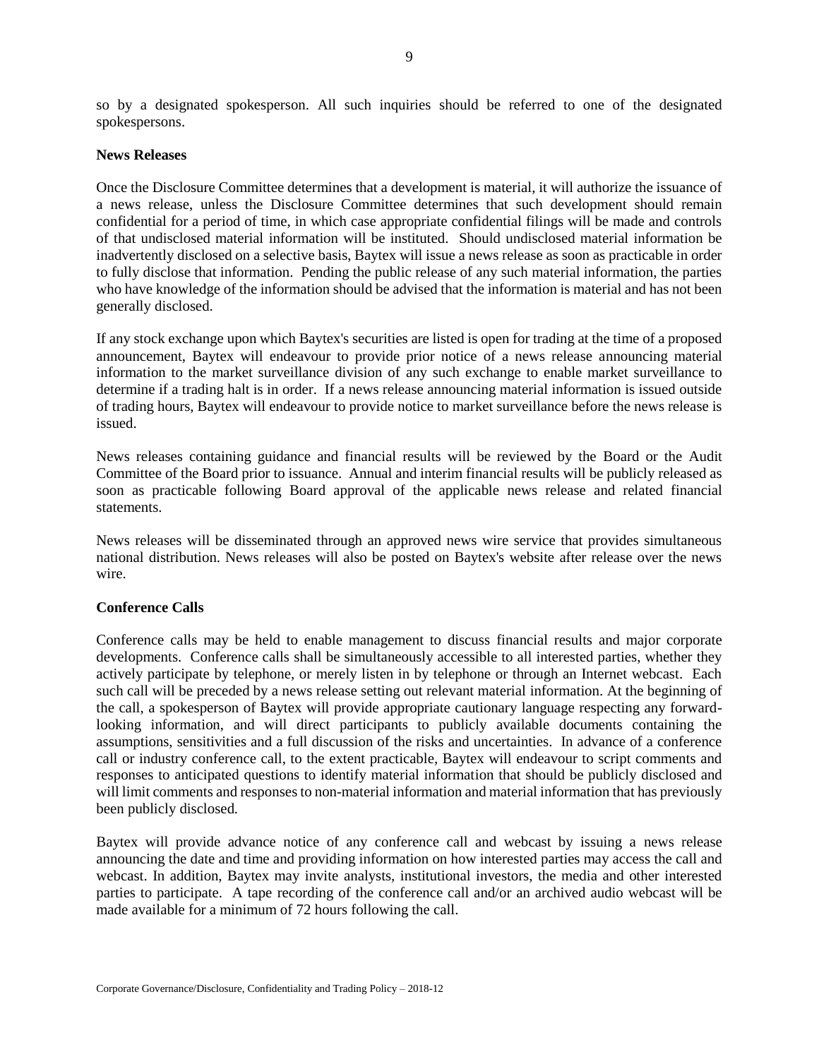so by a designated spokesperson. All such inquiries should be referred to one of the designated spokespersons.

**News Releases**

Once the Disclosure Committee determines that a development is material, it will authorize the issuance of a news release, unless the Disclosure Committee determines that such development should remain confidential for a period of time, in which case appropriate confidential filings will be made and controls of that undisclosed material information will be instituted. Should undisclosed material information be inadvertently disclosed on a selective basis, Baytex will issue a news release as soon as practicable in order to fully disclose that information. Pending the public release of any such material information, the parties who have knowledge of the information should be advised that the information is material and has not been generally disclosed.

If any stock exchange upon which Baytex's securities are listed is open for trading at the time of a proposed announcement, Baytex will endeavour to provide prior notice of a news release announcing material information to the market surveillance division of any such exchange to enable market surveillance to determine if a trading halt is in order. If a news release announcing material information is issued outside of trading hours, Baytex will endeavour to provide notice to market surveillance before the news release is issued.

News releases containing guidance and financial results will be reviewed by the Board or the Audit Committee of the Board prior to issuance. Annual and interim financial results will be publicly released as soon as practicable following Board approval of the applicable news release and related financial statements.

News releases will be disseminated through an approved news wire service that provides simultaneous national distribution. News releases will also be posted on Baytex's website after release over the news wire.

**Conference Calls**

Conference calls may be held to enable management to discuss financial results and major corporate developments. Conference calls shall be simultaneously accessible to all interested parties, whether they actively participate by telephone, or merely listen in by telephone or through an Internet webcast. Each such call will be preceded by a news release setting out relevant material information. At the beginning of the call, a spokesperson of Baytex will provide appropriate cautionary language respecting any forward-looking information, and will direct participants to publicly available documents containing the assumptions, sensitivities and a full discussion of the risks and uncertainties. In advance of a conference call or industry conference call, to the extent practicable, Baytex will endeavour to script comments and responses to anticipated questions to identify material information that should be publicly disclosed and will limit comments and responses to non-material information and material information that has previously been publicly disclosed.

Baytex will provide advance notice of any conference call and webcast by issuing a news release announcing the date and time and providing information on how interested parties may access the call and webcast. In addition, Baytex may invite analysts, institutional investors, the media and other interested parties to participate. A tape recording of the conference call and/or an archived audio webcast will be made available for a minimum of 72 hours following the call.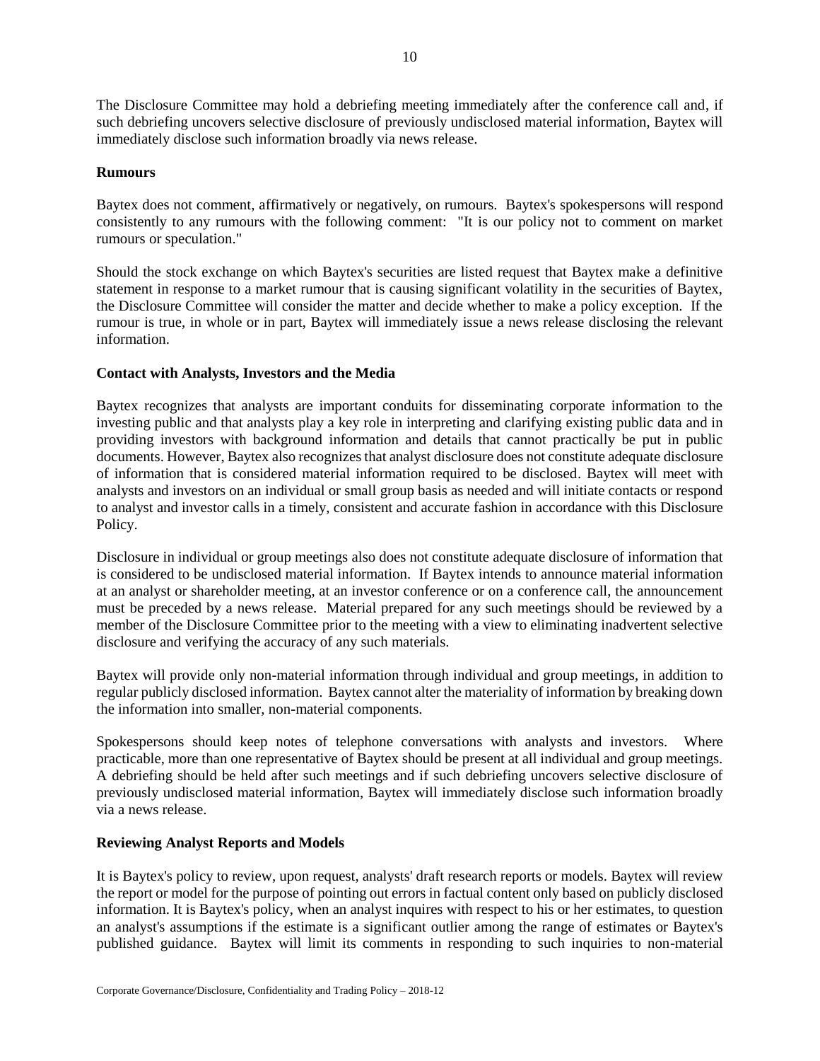The Disclosure Committee may hold a debriefing meeting immediately after the conference call and, if such debriefing uncovers selective disclosure of previously undisclosed material information, Baytex will immediately disclose such information broadly via news release.

**Rumours**

Baytex does not comment, affirmatively or negatively, on rumours. Baytex's spokespersons will respond consistently to any rumours with the following comment: "It is our policy not to comment on market rumours or speculation."

Should the stock exchange on which Baytex's securities are listed request that Baytex make a definitive statement in response to a market rumour that is causing significant volatility in the securities of Baytex, the Disclosure Committee will consider the matter and decide whether to make a policy exception. If the rumour is true, in whole or in part, Baytex will immediately issue a news release disclosing the relevant information.

**Contact with Analysts, Investors and the Media**

Baytex recognizes that analysts are important conduits for disseminating corporate information to the investing public and that analysts play a key role in interpreting and clarifying existing public data and in providing investors with background information and details that cannot practically be put in public documents. However, Baytex also recognizes that analyst disclosure does not constitute adequate disclosure of information that is considered material information required to be disclosed. Baytex will meet with analysts and investors on an individual or small group basis as needed and will initiate contacts or respond to analyst and investor calls in a timely, consistent and accurate fashion in accordance with this Disclosure Policy.

Disclosure in individual or group meetings also does not constitute adequate disclosure of information that is considered to be undisclosed material information. If Baytex intends to announce material information at an analyst or shareholder meeting, at an investor conference or on a conference call, the announcement must be preceded by a news release. Material prepared for any such meetings should be reviewed by a member of the Disclosure Committee prior to the meeting with a view to eliminating inadvertent selective disclosure and verifying the accuracy of any such materials.

Baytex will provide only non-material information through individual and group meetings, in addition to regular publicly disclosed information. Baytex cannot alter the materiality of information by breaking down the information into smaller, non-material components.

Spokespersons should keep notes of telephone conversations with analysts and investors. Where practicable, more than one representative of Baytex should be present at all individual and group meetings. A debriefing should be held after such meetings and if such debriefing uncovers selective disclosure of previously undisclosed material information, Baytex will immediately disclose such information broadly via a news release.

**Reviewing Analyst Reports and Models**

It is Baytex's policy to review, upon request, analysts' draft research reports or models. Baytex will review the report or model for the purpose of pointing out errors in factual content only based on publicly disclosed information. It is Baytex's policy, when an analyst inquires with respect to his or her estimates, to question an analyst's assumptions if the estimate is a significant outlier among the range of estimates or Baytex's published guidance. Baytex will limit its comments in responding to such inquiries to non-material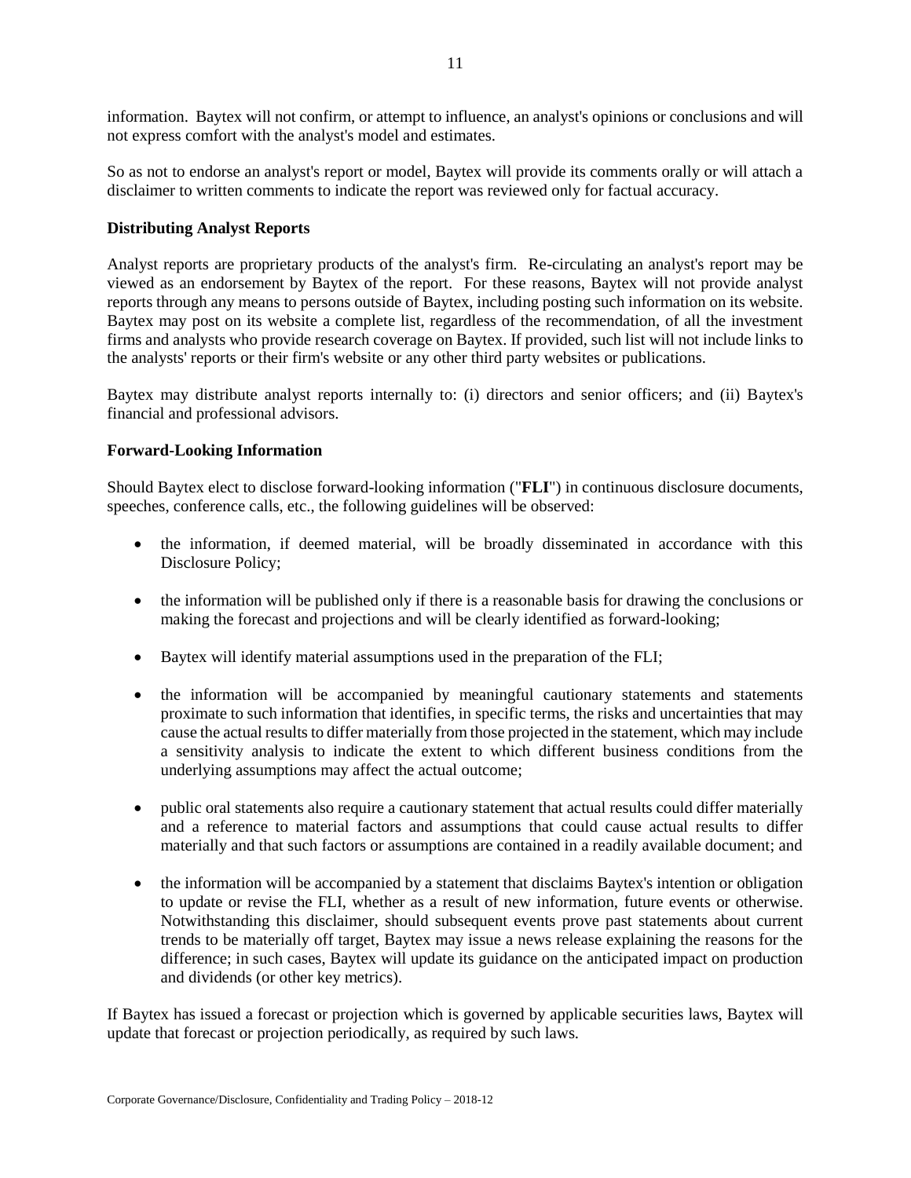information. Baytex will not confirm, or attempt to influence, an analyst's opinions or conclusions and will not express comfort with the analyst's model and estimates.

So as not to endorse an analyst's report or model, Baytex will provide its comments orally or will attach a disclaimer to written comments to indicate the report was reviewed only for factual accuracy.

**Distributing Analyst Reports**

Analyst reports are proprietary products of the analyst's firm. Re-circulating an analyst's report may be viewed as an endorsement by Baytex of the report. For these reasons, Baytex will not provide analyst reports through any means to persons outside of Baytex, including posting such information on its website. Baytex may post on its website a complete list, regardless of the recommendation, of all the investment firms and analysts who provide research coverage on Baytex. If provided, such list will not include links to the analysts' reports or their firm's website or any other third party websites or publications.

Baytex may distribute analyst reports internally to: (i) directors and senior officers; and (ii) Baytex's financial and professional advisors.

**Forward-Looking Information**

Should Baytex elect to disclose forward-looking information ("**FLI**") in continuous disclosure documents, speeches, conference calls, etc., the following guidelines will be observed:

- the information, if deemed material, will be broadly disseminated in accordance with this Disclosure Policy;
- the information will be published only if there is a reasonable basis for drawing the conclusions or making the forecast and projections and will be clearly identified as forward-looking;
- Baytex will identify material assumptions used in the preparation of the FLI;
- the information will be accompanied by meaningful cautionary statements and statements proximate to such information that identifies, in specific terms, the risks and uncertainties that may cause the actual results to differ materially from those projected in the statement, which may include a sensitivity analysis to indicate the extent to which different business conditions from the underlying assumptions may affect the actual outcome;
- public oral statements also require a cautionary statement that actual results could differ materially and a reference to material factors and assumptions that could cause actual results to differ materially and that such factors or assumptions are contained in a readily available document; and
- the information will be accompanied by a statement that disclaims Baytex's intention or obligation to update or revise the FLI, whether as a result of new information, future events or otherwise. Notwithstanding this disclaimer, should subsequent events prove past statements about current trends to be materially off target, Baytex may issue a news release explaining the reasons for the difference; in such cases, Baytex will update its guidance on the anticipated impact on production and dividends (or other key metrics).

If Baytex has issued a forecast or projection which is governed by applicable securities laws, Baytex will update that forecast or projection periodically, as required by such laws.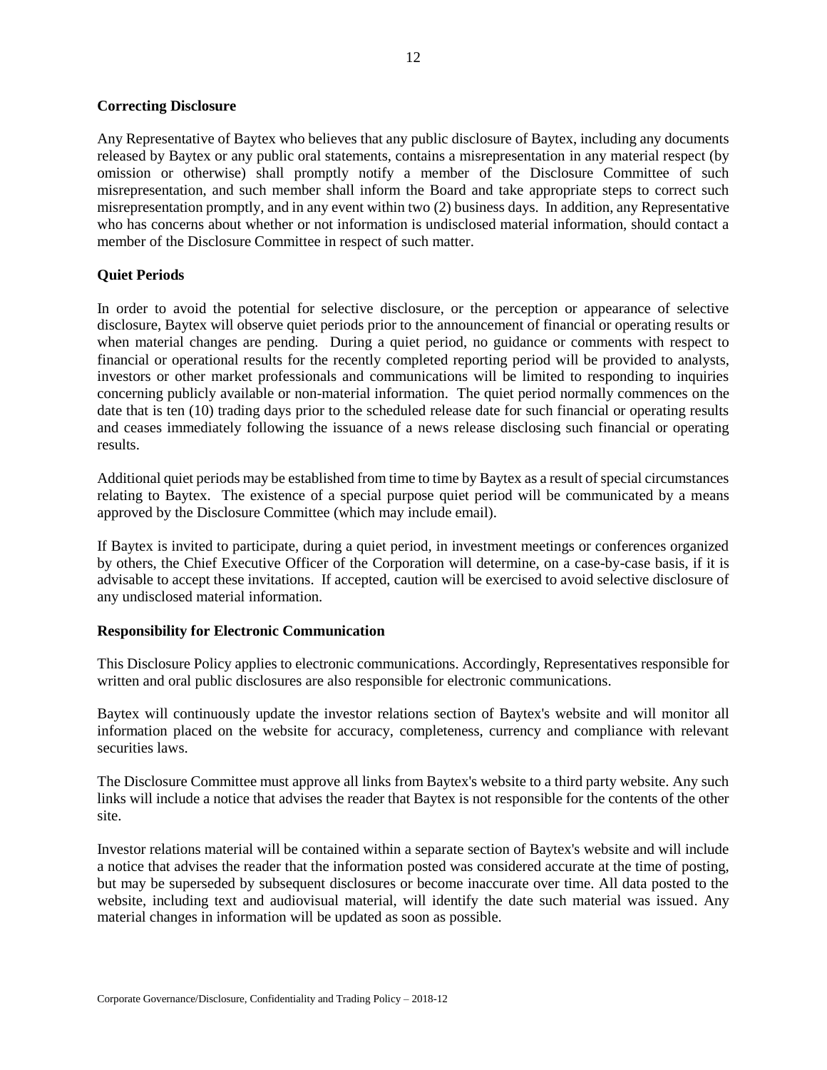**Correcting Disclosure**

Any Representative of Baytex who believes that any public disclosure of Baytex, including any documents released by Baytex or any public oral statements, contains a misrepresentation in any material respect (by omission or otherwise) shall promptly notify a member of the Disclosure Committee of such misrepresentation, and such member shall inform the Board and take appropriate steps to correct such misrepresentation promptly, and in any event within two (2) business days. In addition, any Representative who has concerns about whether or not information is undisclosed material information, should contact a member of the Disclosure Committee in respect of such matter.

**Quiet Periods**

In order to avoid the potential for selective disclosure, or the perception or appearance of selective disclosure, Baytex will observe quiet periods prior to the announcement of financial or operating results or when material changes are pending. During a quiet period, no guidance or comments with respect to financial or operational results for the recently completed reporting period will be provided to analysts, investors or other market professionals and communications will be limited to responding to inquiries concerning publicly available or non-material information. The quiet period normally commences on the date that is ten (10) trading days prior to the scheduled release date for such financial or operating results and ceases immediately following the issuance of a news release disclosing such financial or operating results.

Additional quiet periods may be established from time to time by Baytex as a result of special circumstances relating to Baytex. The existence of a special purpose quiet period will be communicated by a means approved by the Disclosure Committee (which may include email).

If Baytex is invited to participate, during a quiet period, in investment meetings or conferences organized by others, the Chief Executive Officer of the Corporation will determine, on a case-by-case basis, if it is advisable to accept these invitations. If accepted, caution will be exercised to avoid selective disclosure of any undisclosed material information.

**Responsibility for Electronic Communication**

This Disclosure Policy applies to electronic communications. Accordingly, Representatives responsible for written and oral public disclosures are also responsible for electronic communications.

Baytex will continuously update the investor relations section of Baytex's website and will monitor all information placed on the website for accuracy, completeness, currency and compliance with relevant securities laws.

The Disclosure Committee must approve all links from Baytex's website to a third party website. Any such links will include a notice that advises the reader that Baytex is not responsible for the contents of the other site.

Investor relations material will be contained within a separate section of Baytex's website and will include a notice that advises the reader that the information posted was considered accurate at the time of posting, but may be superseded by subsequent disclosures or become inaccurate over time. All data posted to the website, including text and audiovisual material, will identify the date such material was issued. Any material changes in information will be updated as soon as possible.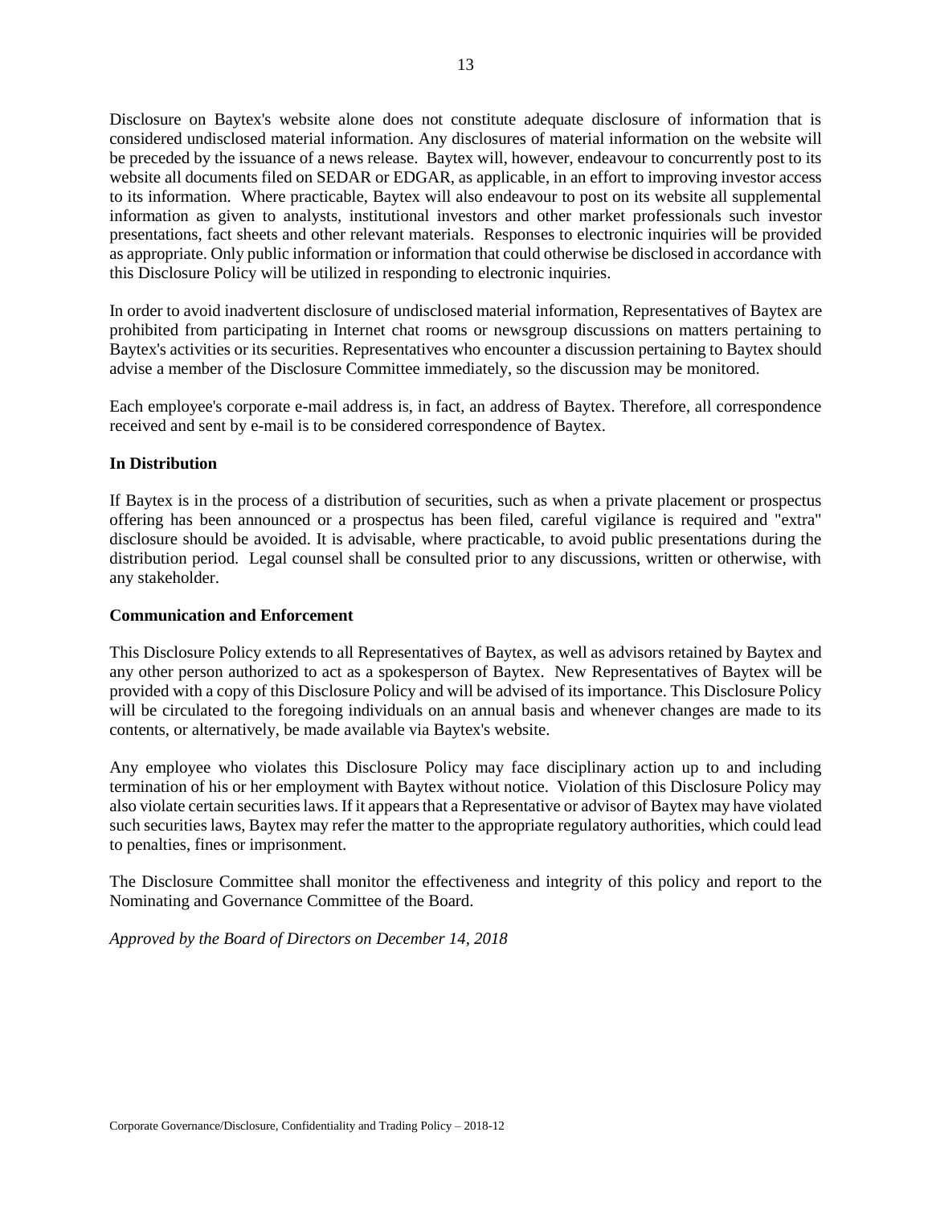Disclosure on Baytex's website alone does not constitute adequate disclosure of information that is considered undisclosed material information. Any disclosures of material information on the website will be preceded by the issuance of a news release. Baytex will, however, endeavour to concurrently post to its website all documents filed on SEDAR or EDGAR, as applicable, in an effort to improving investor access to its information. Where practicable, Baytex will also endeavour to post on its website all supplemental information as given to analysts, institutional investors and other market professionals such investor presentations, fact sheets and other relevant materials. Responses to electronic inquiries will be provided as appropriate. Only public information or information that could otherwise be disclosed in accordance with this Disclosure Policy will be utilized in responding to electronic inquiries.

In order to avoid inadvertent disclosure of undisclosed material information, Representatives of Baytex are prohibited from participating in Internet chat rooms or newsgroup discussions on matters pertaining to Baytex's activities or its securities. Representatives who encounter a discussion pertaining to Baytex should advise a member of the Disclosure Committee immediately, so the discussion may be monitored.

Each employee's corporate e-mail address is, in fact, an address of Baytex. Therefore, all correspondence received and sent by e-mail is to be considered correspondence of Baytex.

**In Distribution**

If Baytex is in the process of a distribution of securities, such as when a private placement or prospectus offering has been announced or a prospectus has been filed, careful vigilance is required and "extra" disclosure should be avoided. It is advisable, where practicable, to avoid public presentations during the distribution period. Legal counsel shall be consulted prior to any discussions, written or otherwise, with any stakeholder.

**Communication and Enforcement**

This Disclosure Policy extends to all Representatives of Baytex, as well as advisors retained by Baytex and any other person authorized to act as a spokesperson of Baytex. New Representatives of Baytex will be provided with a copy of this Disclosure Policy and will be advised of its importance. This Disclosure Policy will be circulated to the foregoing individuals on an annual basis and whenever changes are made to its contents, or alternatively, be made available via Baytex's website.

Any employee who violates this Disclosure Policy may face disciplinary action up to and including termination of his or her employment with Baytex without notice. Violation of this Disclosure Policy may also violate certain securities laws. If it appears that a Representative or advisor of Baytex may have violated such securities laws, Baytex may refer the matter to the appropriate regulatory authorities, which could lead to penalties, fines or imprisonment.

The Disclosure Committee shall monitor the effectiveness and integrity of this policy and report to the Nominating and Governance Committee of the Board.

*Approved by the Board of Directors on December 14, 2018*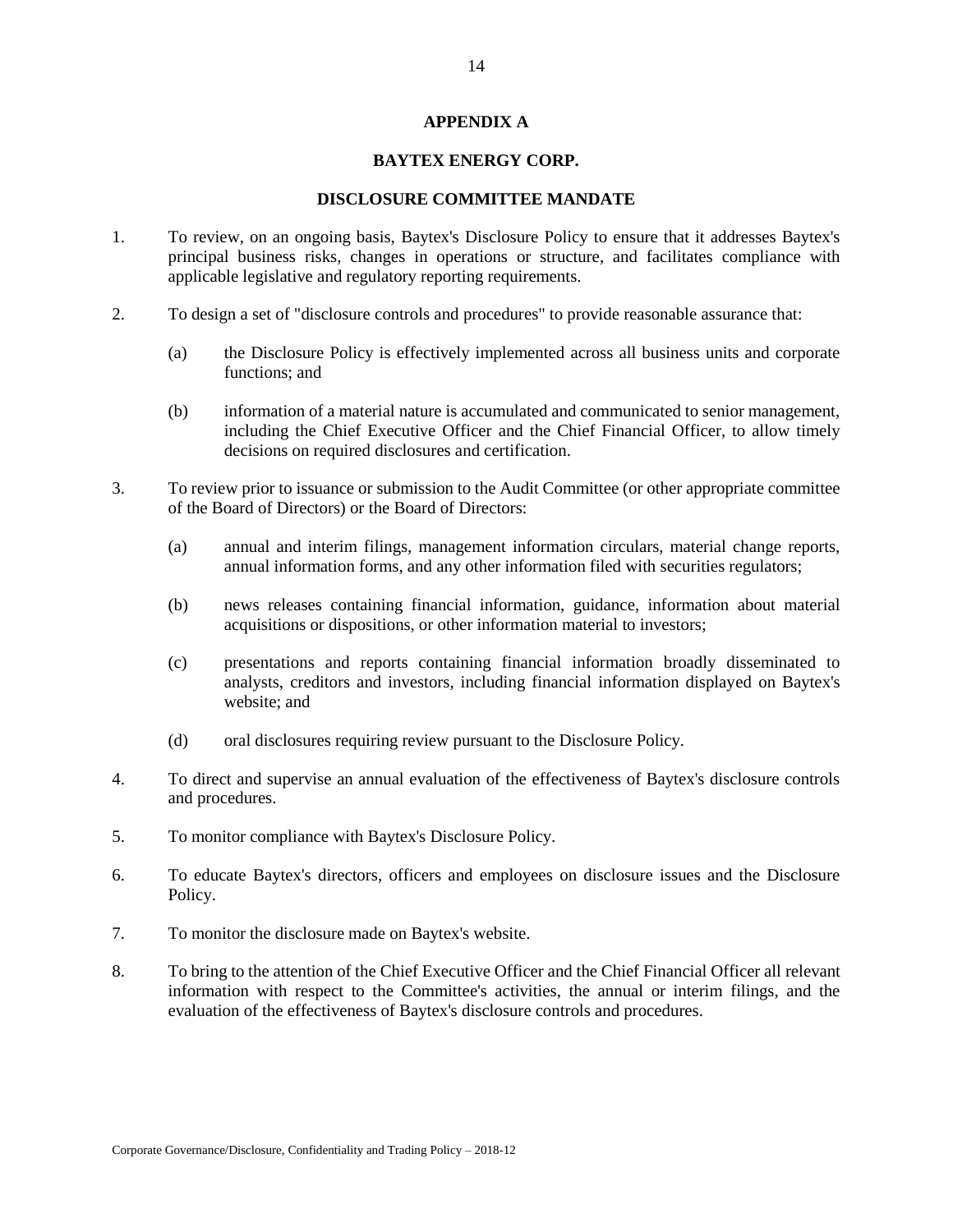# APPENDIX A

## BAYTEX ENERGY CORP.

## DISCLOSURE COMMITTEE MANDATE

1. To review, on an ongoing basis, Baytex's Disclosure Policy to ensure that it addresses Baytex's principal business risks, changes in operations or structure, and facilitates compliance with applicable legislative and regulatory reporting requirements.

2. To design a set of "disclosure controls and procedures" to provide reasonable assurance that:

   (a) the Disclosure Policy is effectively implemented across all business units and corporate functions; and

   (b) information of a material nature is accumulated and communicated to senior management, including the Chief Executive Officer and the Chief Financial Officer, to allow timely decisions on required disclosures and certification.

3. To review prior to issuance or submission to the Audit Committee (or other appropriate committee of the Board of Directors) or the Board of Directors:

   (a) annual and interim filings, management information circulars, material change reports, annual information forms, and any other information filed with securities regulators;

   (b) news releases containing financial information, guidance, information about material acquisitions or dispositions, or other information material to investors;

   (c) presentations and reports containing financial information broadly disseminated to analysts, creditors and investors, including financial information displayed on Baytex's website; and

   (d) oral disclosures requiring review pursuant to the Disclosure Policy.

4. To direct and supervise an annual evaluation of the effectiveness of Baytex's disclosure controls and procedures.

5. To monitor compliance with Baytex's Disclosure Policy.

6. To educate Baytex's directors, officers and employees on disclosure issues and the Disclosure Policy.

7. To monitor the disclosure made on Baytex's website.

8. To bring to the attention of the Chief Executive Officer and the Chief Financial Officer all relevant information with respect to the Committee's activities, the annual or interim filings, and the evaluation of the effectiveness of Baytex's disclosure controls and procedures.